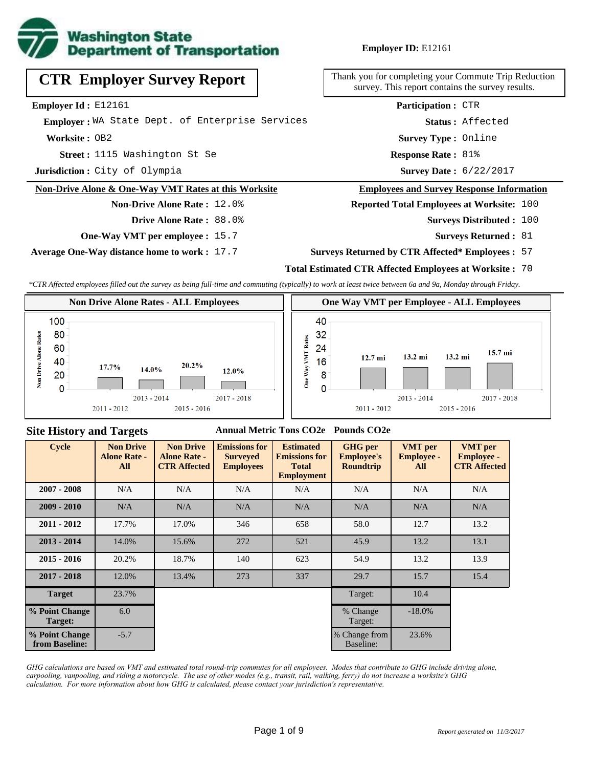**Employer ID:** E12161

# CTR Employer Survey Report

Thank you for completing your Commute Trip Reduction survey. This report contains the survey results.

**Employer Id :** E12161
**Employer :** WA State Dept. of Enterprise Services
**Worksite :** OB2
**Street :** 1115 Washington St Se
**Jurisdiction :** City of Olympia

**Participation :** CTR
**Status :** Affected
**Survey Type :** Online
**Response Rate :** 81%
**Survey Date :** 6/22/2017

## Non-Drive Alone & One-Way VMT Rates at this Worksite

**Non-Drive Alone Rate :** 12.0%
**Drive Alone Rate :** 88.0%
**One-Way VMT per employee :** 15.7
**Average One-Way distance home to work :** 17.7

## Employees and Survey Response Information

**Reported Total Employees at Worksite:** 100
**Surveys Distributed :** 100
**Surveys Returned :** 81
**Surveys Returned by CTR Affected* Employees :** 57
**Total Estimated CTR Affected Employees at Worksite :** 70

*CTR Affected employees filled out the survey as being full-time and commuting (typically) to work at least twice between 6a and 9a, Monday through Friday.*

### Non Drive Alone Rates - ALL Employees

| Cycle | Non Drive Alone Rate |
|---|---|
| 2011 - 2012 | 17.7% |
| 2013 - 2014 | 14.0% |
| 2015 - 2016 | 20.2% |
| 2017 - 2018 | 12.0% |

### One Way VMT per Employee - ALL Employees

| Cycle | One Way VMT |
|---|---|
| 2011 - 2012 | 12.7 mi |
| 2013 - 2014 | 13.2 mi |
| 2015 - 2016 | 13.2 mi |
| 2017 - 2018 | 15.7 mi |

## Site History and Targets

| Cycle | Non Drive Alone Rate - All | Non Drive Alone Rate - CTR Affected | Emissions for Surveyed Employees (Annual Metric Tons CO2e) | Estimated Emissions for Total Employment (Annual Metric Tons CO2e) | GHG per Employee's Roundtrip (Pounds CO2e) | VMT per Employee - All | VMT per Employee - CTR Affected |
|---|---|---|---|---|---|---|---|
| 2007 - 2008 | N/A | N/A | N/A | N/A | N/A | N/A | N/A |
| 2009 - 2010 | N/A | N/A | N/A | N/A | N/A | N/A | N/A |
| 2011 - 2012 | 17.7% | 17.0% | 346 | 658 | 58.0 | 12.7 | 13.2 |
| 2013 - 2014 | 14.0% | 15.6% | 272 | 521 | 45.9 | 13.2 | 13.1 |
| 2015 - 2016 | 20.2% | 18.7% | 140 | 623 | 54.9 | 13.2 | 13.9 |
| 2017 - 2018 | 12.0% | 13.4% | 273 | 337 | 29.7 | 15.7 | 15.4 |
| Target | 23.7% | | | | Target: | 10.4 | |
| % Point Change Target: | 6.0 | | | | % Change Target: | -18.0% | |
| % Point Change from Baseline: | -5.7 | | | | % Change from Baseline: | 23.6% | |

*GHG calculations are based on VMT and estimated total round-trip commutes for all employees. Modes that contribute to GHG include driving alone, carpooling, vanpooling, and riding a motorcycle. The use of other modes (e.g., transit, rail, walking, ferry) do not increase a worksite's GHG calculation. For more information about how GHG is calculated, please contact your jurisdiction's representative.*

*Report generated on 11/3/2017*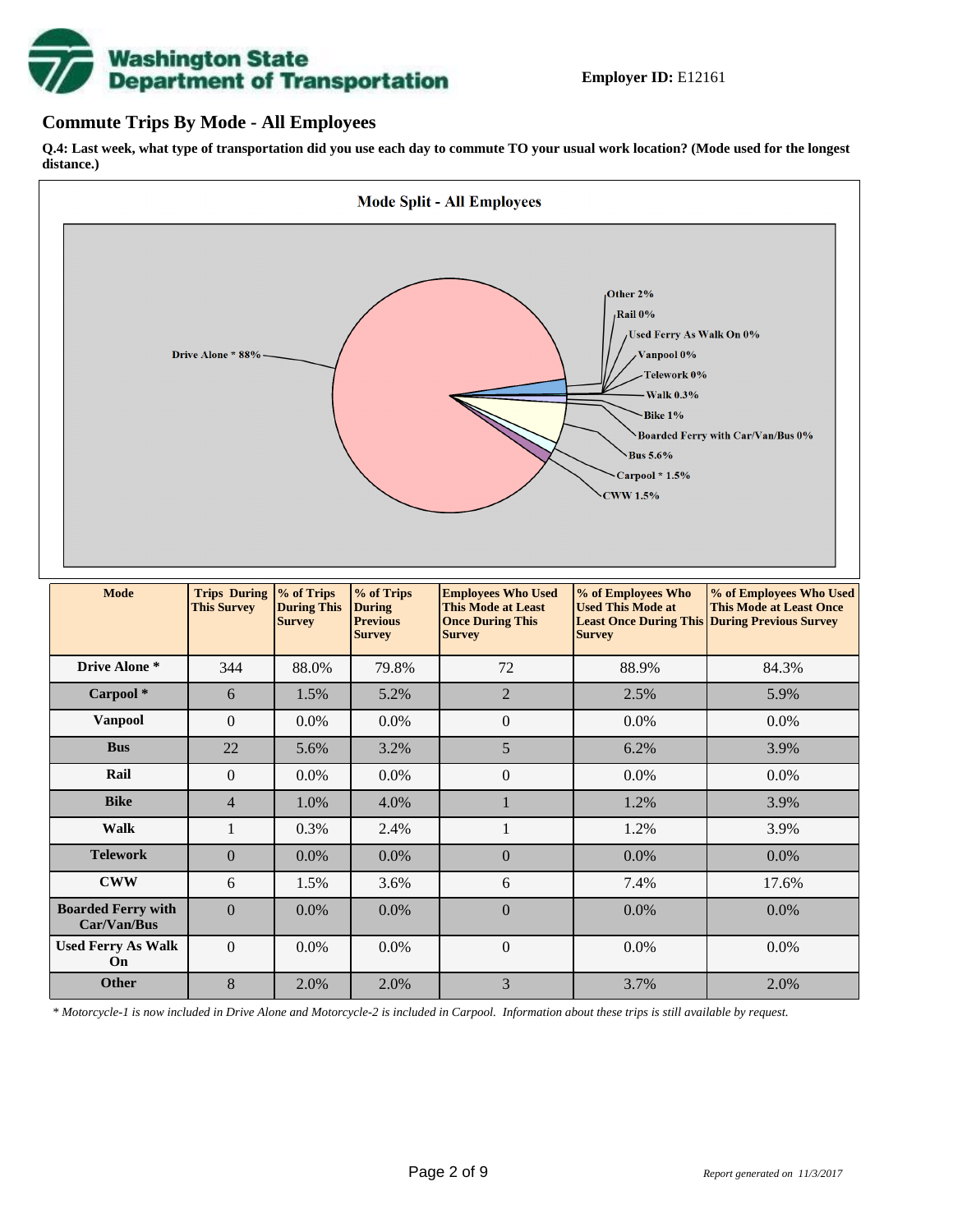**Employer ID:** E12161

## Commute Trips By Mode - All Employees

**Q.4: Last week, what type of transportation did you use each day to commute TO your usual work location? (Mode used for the longest distance.)**

**Mode Split - All Employees**

Drive Alone * 88%
Other 2%
Rail 0%
Used Ferry As Walk On 0%
Vanpool 0%
Telework 0%
Walk 0.3%
Bike 1%
Boarded Ferry with Car/Van/Bus 0%
Bus 5.6%
Carpool * 1.5%
CWW 1.5%

| Mode | Trips During This Survey | % of Trips During This Survey | % of Trips During Previous Survey | Employees Who Used This Mode at Least Once During This Survey | % of Employees Who Used This Mode at Least Once During This Survey | % of Employees Who Used This Mode at Least Once During Previous Survey |
|---|---|---|---|---|---|---|
| **Drive Alone *** | 344 | 88.0% | 79.8% | 72 | 88.9% | 84.3% |
| **Carpool *** | 6 | 1.5% | 5.2% | 2 | 2.5% | 5.9% |
| **Vanpool** | 0 | 0.0% | 0.0% | 0 | 0.0% | 0.0% |
| **Bus** | 22 | 5.6% | 3.2% | 5 | 6.2% | 3.9% |
| **Rail** | 0 | 0.0% | 0.0% | 0 | 0.0% | 0.0% |
| **Bike** | 4 | 1.0% | 4.0% | 1 | 1.2% | 3.9% |
| **Walk** | 1 | 0.3% | 2.4% | 1 | 1.2% | 3.9% |
| **Telework** | 0 | 0.0% | 0.0% | 0 | 0.0% | 0.0% |
| **CWW** | 6 | 1.5% | 3.6% | 6 | 7.4% | 17.6% |
| **Boarded Ferry with Car/Van/Bus** | 0 | 0.0% | 0.0% | 0 | 0.0% | 0.0% |
| **Used Ferry As Walk On** | 0 | 0.0% | 0.0% | 0 | 0.0% | 0.0% |
| **Other** | 8 | 2.0% | 2.0% | 3 | 3.7% | 2.0% |

*\* Motorcycle-1 is now included in Drive Alone and Motorcycle-2 is included in Carpool. Information about these trips is still available by request.*

*Report generated on 11/3/2017*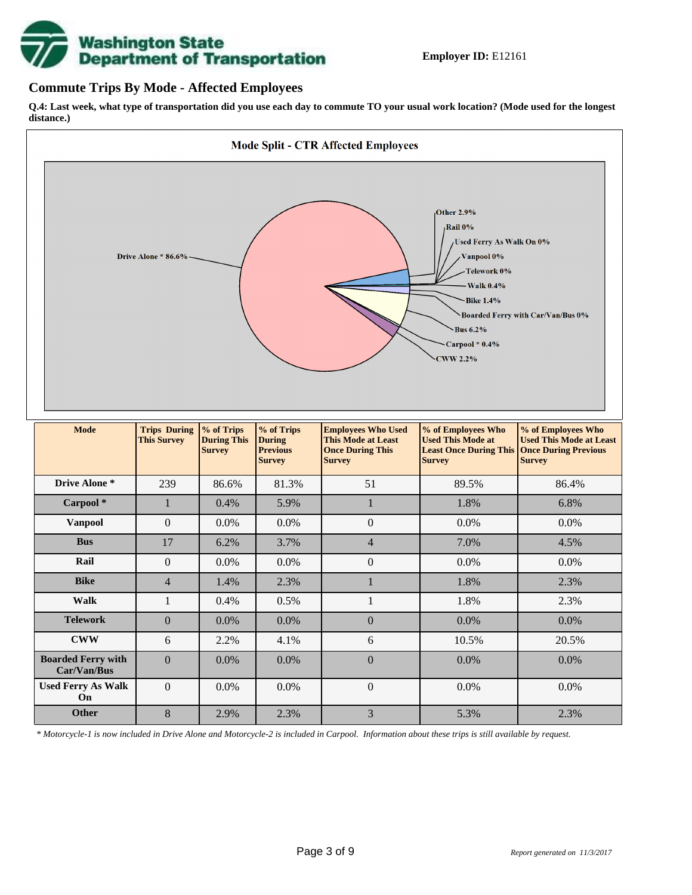**Employer ID:** E12161

## Commute Trips By Mode - Affected Employees

**Q.4: Last week, what type of transportation did you use each day to commute TO your usual work location? (Mode used for the longest distance.)**

**Mode Split - CTR Affected Employees**

Drive Alone * 86.6%
Other 2.9%
Rail 0%
Used Ferry As Walk On 0%
Vanpool 0%
Telework 0%
Walk 0.4%
Bike 1.4%
Boarded Ferry with Car/Van/Bus 0%
Bus 6.2%
Carpool * 0.4%
CWW 2.2%

| Mode | Trips During This Survey | % of Trips During This Survey | % of Trips During Previous Survey | Employees Who Used This Mode at Least Once During This Survey | % of Employees Who Used This Mode at Least Once During This Survey | % of Employees Who Used This Mode at Least Once During Previous Survey |
|---|---|---|---|---|---|---|
| **Drive Alone *** | 239 | 86.6% | 81.3% | 51 | 89.5% | 86.4% |
| **Carpool *** | 1 | 0.4% | 5.9% | 1 | 1.8% | 6.8% |
| **Vanpool** | 0 | 0.0% | 0.0% | 0 | 0.0% | 0.0% |
| **Bus** | 17 | 6.2% | 3.7% | 4 | 7.0% | 4.5% |
| **Rail** | 0 | 0.0% | 0.0% | 0 | 0.0% | 0.0% |
| **Bike** | 4 | 1.4% | 2.3% | 1 | 1.8% | 2.3% |
| **Walk** | 1 | 0.4% | 0.5% | 1 | 1.8% | 2.3% |
| **Telework** | 0 | 0.0% | 0.0% | 0 | 0.0% | 0.0% |
| **CWW** | 6 | 2.2% | 4.1% | 6 | 10.5% | 20.5% |
| **Boarded Ferry with Car/Van/Bus** | 0 | 0.0% | 0.0% | 0 | 0.0% | 0.0% |
| **Used Ferry As Walk On** | 0 | 0.0% | 0.0% | 0 | 0.0% | 0.0% |
| **Other** | 8 | 2.9% | 2.3% | 3 | 5.3% | 2.3% |

*\* Motorcycle-1 is now included in Drive Alone and Motorcycle-2 is included in Carpool. Information about these trips is still available by request.*

*Report generated on 11/3/2017*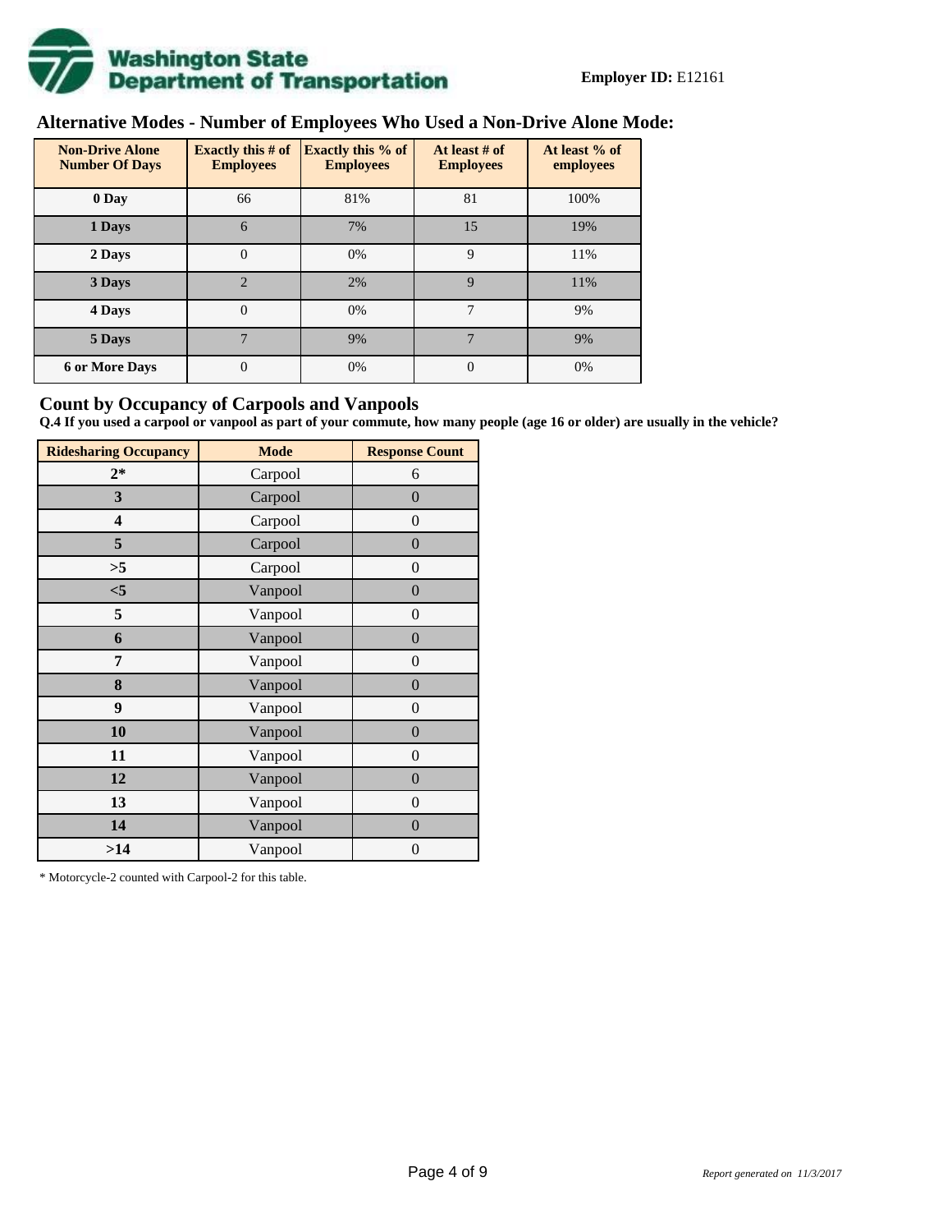**Washington State Department of Transportation**

**Employer ID:** E12161

## Alternative Modes - Number of Employees Who Used a Non-Drive Alone Mode:

| Non-Drive Alone Number Of Days | Exactly this # of Employees | Exactly this % of Employees | At least # of Employees | At least % of employees |
|---|---|---|---|---|
| 0 Day | 66 | 81% | 81 | 100% |
| 1 Days | 6 | 7% | 15 | 19% |
| 2 Days | 0 | 0% | 9 | 11% |
| 3 Days | 2 | 2% | 9 | 11% |
| 4 Days | 0 | 0% | 7 | 9% |
| 5 Days | 7 | 9% | 7 | 9% |
| 6 or More Days | 0 | 0% | 0 | 0% |

## Count by Occupancy of Carpools and Vanpools

**Q.4 If you used a carpool or vanpool as part of your commute, how many people (age 16 or older) are usually in the vehicle?**

| Ridesharing Occupancy | Mode | Response Count |
|---|---|---|
| 2* | Carpool | 6 |
| 3 | Carpool | 0 |
| 4 | Carpool | 0 |
| 5 | Carpool | 0 |
| >5 | Carpool | 0 |
| <5 | Vanpool | 0 |
| 5 | Vanpool | 0 |
| 6 | Vanpool | 0 |
| 7 | Vanpool | 0 |
| 8 | Vanpool | 0 |
| 9 | Vanpool | 0 |
| 10 | Vanpool | 0 |
| 11 | Vanpool | 0 |
| 12 | Vanpool | 0 |
| 13 | Vanpool | 0 |
| 14 | Vanpool | 0 |
| >14 | Vanpool | 0 |

* Motorcycle-2 counted with Carpool-2 for this table.

*Report generated on 11/3/2017*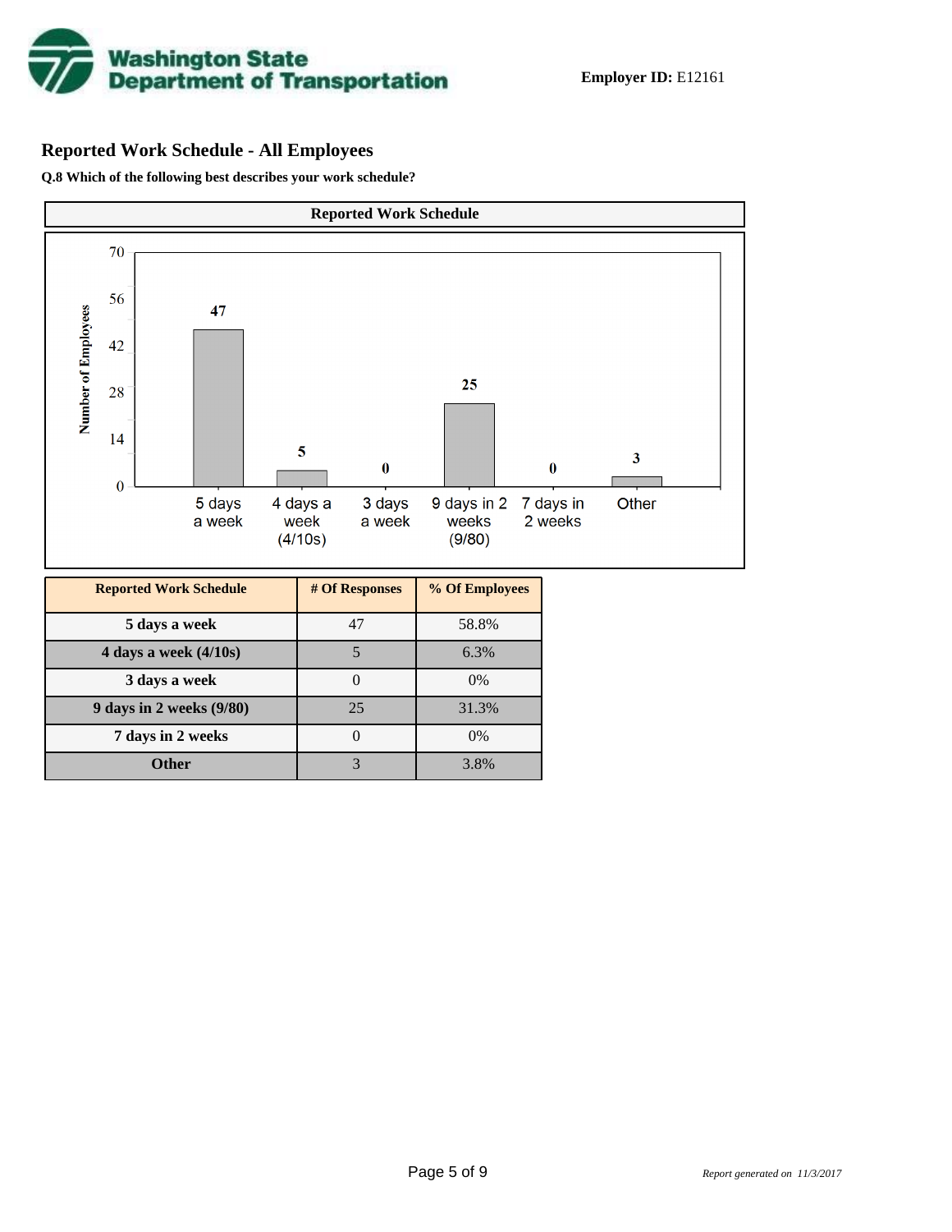**Employer ID:** E12161

## Reported Work Schedule - All Employees

**Q.8 Which of the following best describes your work schedule?**

| Reported Work Schedule | # Of Responses | % Of Employees |
|---|---|---|
| 5 days a week | 47 | 58.8% |
| 4 days a week (4/10s) | 5 | 6.3% |
| 3 days a week | 0 | 0% |
| 9 days in 2 weeks (9/80) | 25 | 31.3% |
| 7 days in 2 weeks | 0 | 0% |
| Other | 3 | 3.8% |

*Report generated on 11/3/2017*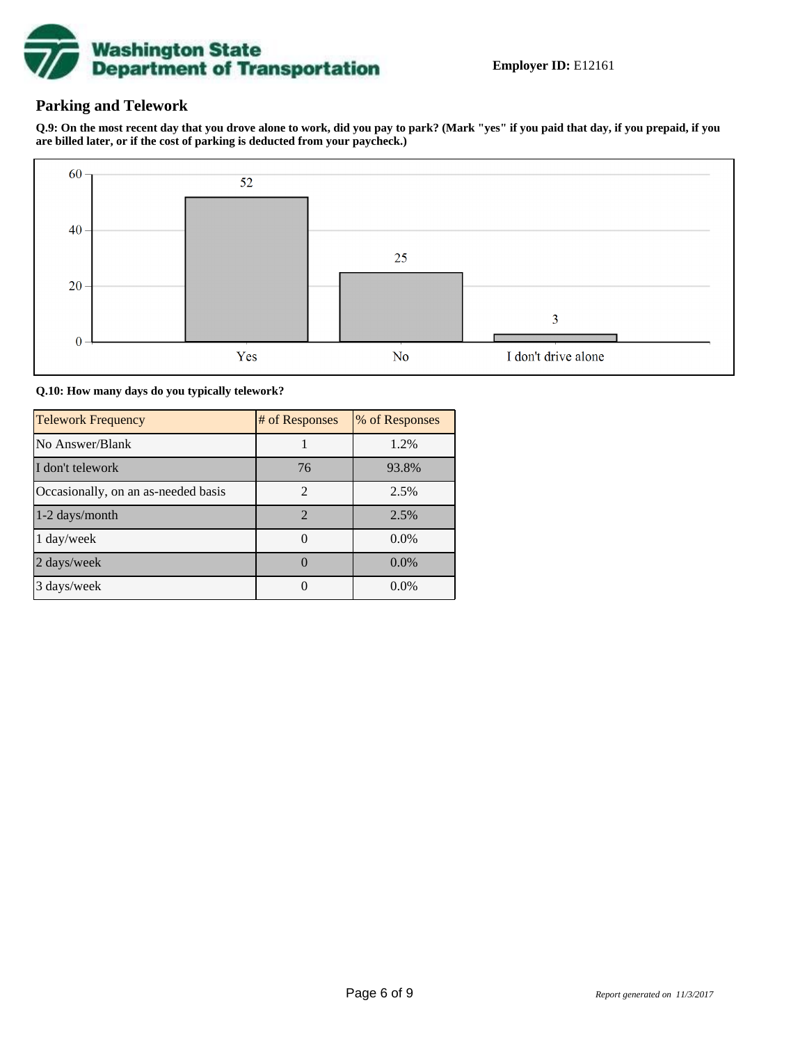Washington State Department of Transportation

**Employer ID:** E12161

## Parking and Telework

**Q.9: On the most recent day that you drove alone to work, did you pay to park? (Mark "yes" if you paid that day, if you prepaid, if you are billed later, or if the cost of parking is deducted from your paycheck.)**

| Response | # of Responses |
| --- | --- |
| Yes | 52 |
| No | 25 |
| I don't drive alone | 3 |

**Q.10: How many days do you typically telework?**

| Telework Frequency | # of Responses | % of Responses |
| --- | --- | --- |
| No Answer/Blank | 1 | 1.2% |
| I don't telework | 76 | 93.8% |
| Occasionally, on an as-needed basis | 2 | 2.5% |
| 1-2 days/month | 2 | 2.5% |
| 1 day/week | 0 | 0.0% |
| 2 days/week | 0 | 0.0% |
| 3 days/week | 0 | 0.0% |

*Report generated on 11/3/2017*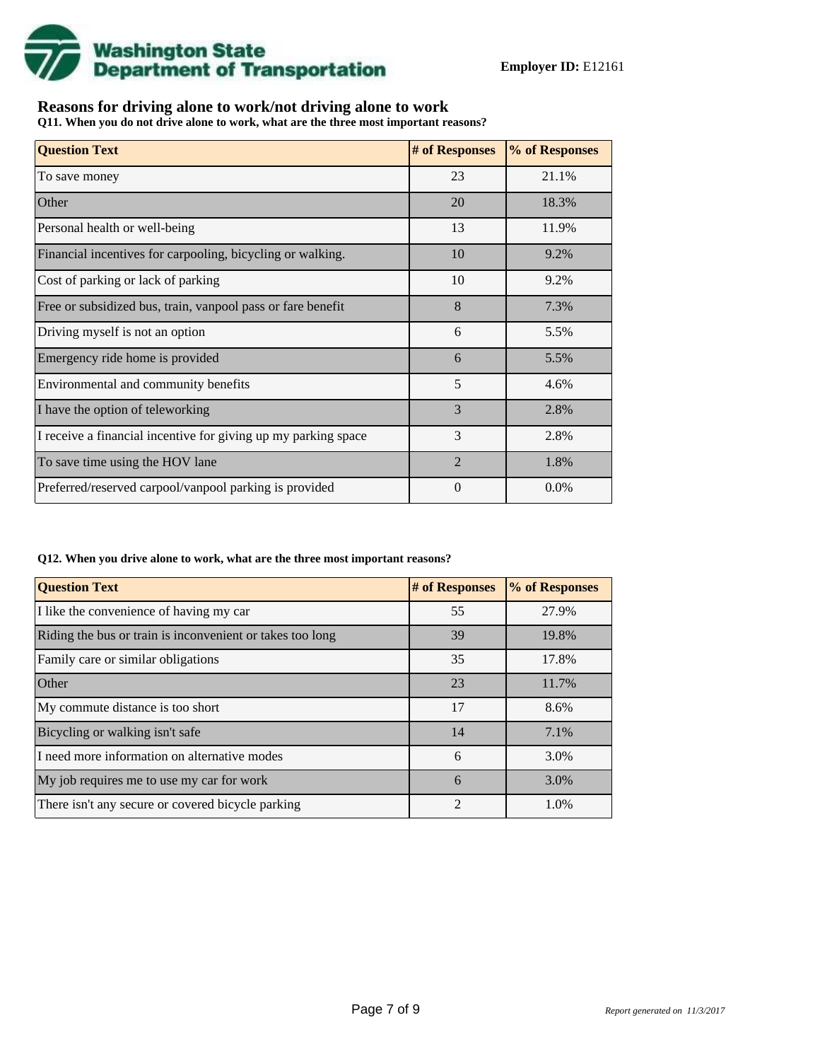**Employer ID:** E12161

## Reasons for driving alone to work/not driving alone to work

**Q11. When you do not drive alone to work, what are the three most important reasons?**

| Question Text | # of Responses | % of Responses |
|---|---|---|
| To save money | 23 | 21.1% |
| Other | 20 | 18.3% |
| Personal health or well-being | 13 | 11.9% |
| Financial incentives for carpooling, bicycling or walking. | 10 | 9.2% |
| Cost of parking or lack of parking | 10 | 9.2% |
| Free or subsidized bus, train, vanpool pass or fare benefit | 8 | 7.3% |
| Driving myself is not an option | 6 | 5.5% |
| Emergency ride home is provided | 6 | 5.5% |
| Environmental and community benefits | 5 | 4.6% |
| I have the option of teleworking | 3 | 2.8% |
| I receive a financial incentive for giving up my parking space | 3 | 2.8% |
| To save time using the HOV lane | 2 | 1.8% |
| Preferred/reserved carpool/vanpool parking is provided | 0 | 0.0% |

**Q12. When you drive alone to work, what are the three most important reasons?**

| Question Text | # of Responses | % of Responses |
|---|---|---|
| I like the convenience of having my car | 55 | 27.9% |
| Riding the bus or train is inconvenient or takes too long | 39 | 19.8% |
| Family care or similar obligations | 35 | 17.8% |
| Other | 23 | 11.7% |
| My commute distance is too short | 17 | 8.6% |
| Bicycling or walking isn't safe | 14 | 7.1% |
| I need more information on alternative modes | 6 | 3.0% |
| My job requires me to use my car for work | 6 | 3.0% |
| There isn't any secure or covered bicycle parking | 2 | 1.0% |

*Report generated on 11/3/2017*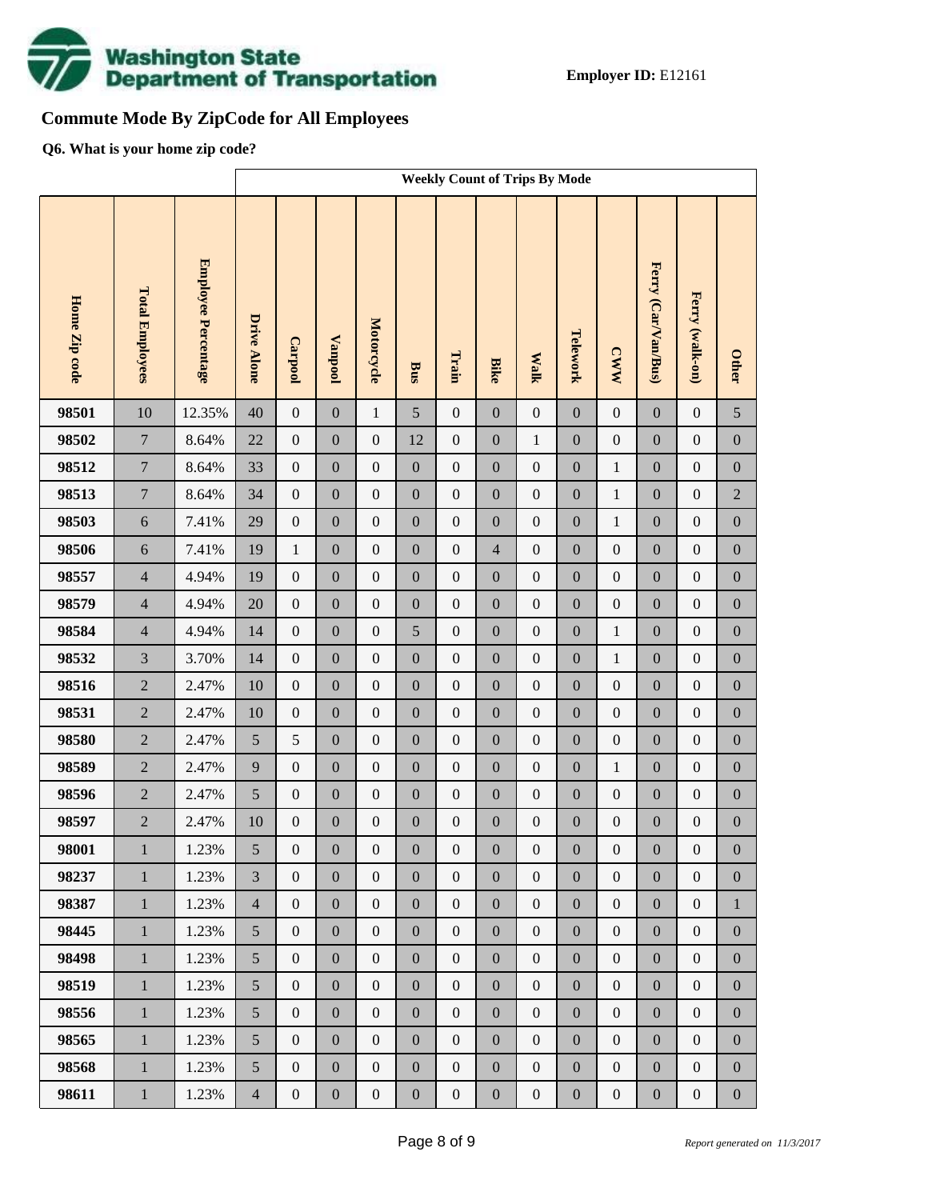**Employer ID:** E12161

## Commute Mode By ZipCode for All Employees

**Q6. What is your home zip code?**

| | | | Weekly Count of Trips By Mode | | | | | | | | | | | | |
|---|---|---|---|---|---|---|---|---|---|---|---|---|---|---|---|
| **Home Zip code** | **Total Employees** | **Employee Percentage** | **Drive Alone** | **Carpool** | **Vanpool** | **Motorcycle** | **Bus** | **Train** | **Bike** | **Walk** | **Telework** | **CWW** | **Ferry (Car/Van/Bus)** | **Ferry (walk-on)** | **Other** |
| **98501** | 10 | 12.35% | 40 | 0 | 0 | 1 | 5 | 0 | 0 | 0 | 0 | 0 | 0 | 0 | 5 |
| **98502** | 7 | 8.64% | 22 | 0 | 0 | 0 | 12 | 0 | 0 | 1 | 0 | 0 | 0 | 0 | 0 |
| **98512** | 7 | 8.64% | 33 | 0 | 0 | 0 | 0 | 0 | 0 | 0 | 0 | 1 | 0 | 0 | 0 |
| **98513** | 7 | 8.64% | 34 | 0 | 0 | 0 | 0 | 0 | 0 | 0 | 0 | 1 | 0 | 0 | 2 |
| **98503** | 6 | 7.41% | 29 | 0 | 0 | 0 | 0 | 0 | 0 | 0 | 0 | 1 | 0 | 0 | 0 |
| **98506** | 6 | 7.41% | 19 | 1 | 0 | 0 | 0 | 0 | 4 | 0 | 0 | 0 | 0 | 0 | 0 |
| **98557** | 4 | 4.94% | 19 | 0 | 0 | 0 | 0 | 0 | 0 | 0 | 0 | 0 | 0 | 0 | 0 |
| **98579** | 4 | 4.94% | 20 | 0 | 0 | 0 | 0 | 0 | 0 | 0 | 0 | 0 | 0 | 0 | 0 |
| **98584** | 4 | 4.94% | 14 | 0 | 0 | 0 | 5 | 0 | 0 | 0 | 0 | 1 | 0 | 0 | 0 |
| **98532** | 3 | 3.70% | 14 | 0 | 0 | 0 | 0 | 0 | 0 | 0 | 0 | 1 | 0 | 0 | 0 |
| **98516** | 2 | 2.47% | 10 | 0 | 0 | 0 | 0 | 0 | 0 | 0 | 0 | 0 | 0 | 0 | 0 |
| **98531** | 2 | 2.47% | 10 | 0 | 0 | 0 | 0 | 0 | 0 | 0 | 0 | 0 | 0 | 0 | 0 |
| **98580** | 2 | 2.47% | 5 | 5 | 0 | 0 | 0 | 0 | 0 | 0 | 0 | 0 | 0 | 0 | 0 |
| **98589** | 2 | 2.47% | 9 | 0 | 0 | 0 | 0 | 0 | 0 | 0 | 0 | 1 | 0 | 0 | 0 |
| **98596** | 2 | 2.47% | 5 | 0 | 0 | 0 | 0 | 0 | 0 | 0 | 0 | 0 | 0 | 0 | 0 |
| **98597** | 2 | 2.47% | 10 | 0 | 0 | 0 | 0 | 0 | 0 | 0 | 0 | 0 | 0 | 0 | 0 |
| **98001** | 1 | 1.23% | 5 | 0 | 0 | 0 | 0 | 0 | 0 | 0 | 0 | 0 | 0 | 0 | 0 |
| **98237** | 1 | 1.23% | 3 | 0 | 0 | 0 | 0 | 0 | 0 | 0 | 0 | 0 | 0 | 0 | 0 |
| **98387** | 1 | 1.23% | 4 | 0 | 0 | 0 | 0 | 0 | 0 | 0 | 0 | 0 | 0 | 0 | 1 |
| **98445** | 1 | 1.23% | 5 | 0 | 0 | 0 | 0 | 0 | 0 | 0 | 0 | 0 | 0 | 0 | 0 |
| **98498** | 1 | 1.23% | 5 | 0 | 0 | 0 | 0 | 0 | 0 | 0 | 0 | 0 | 0 | 0 | 0 |
| **98519** | 1 | 1.23% | 5 | 0 | 0 | 0 | 0 | 0 | 0 | 0 | 0 | 0 | 0 | 0 | 0 |
| **98556** | 1 | 1.23% | 5 | 0 | 0 | 0 | 0 | 0 | 0 | 0 | 0 | 0 | 0 | 0 | 0 |
| **98565** | 1 | 1.23% | 5 | 0 | 0 | 0 | 0 | 0 | 0 | 0 | 0 | 0 | 0 | 0 | 0 |
| **98568** | 1 | 1.23% | 5 | 0 | 0 | 0 | 0 | 0 | 0 | 0 | 0 | 0 | 0 | 0 | 0 |
| **98611** | 1 | 1.23% | 4 | 0 | 0 | 0 | 0 | 0 | 0 | 0 | 0 | 0 | 0 | 0 | 0 |

*Report generated on 11/3/2017*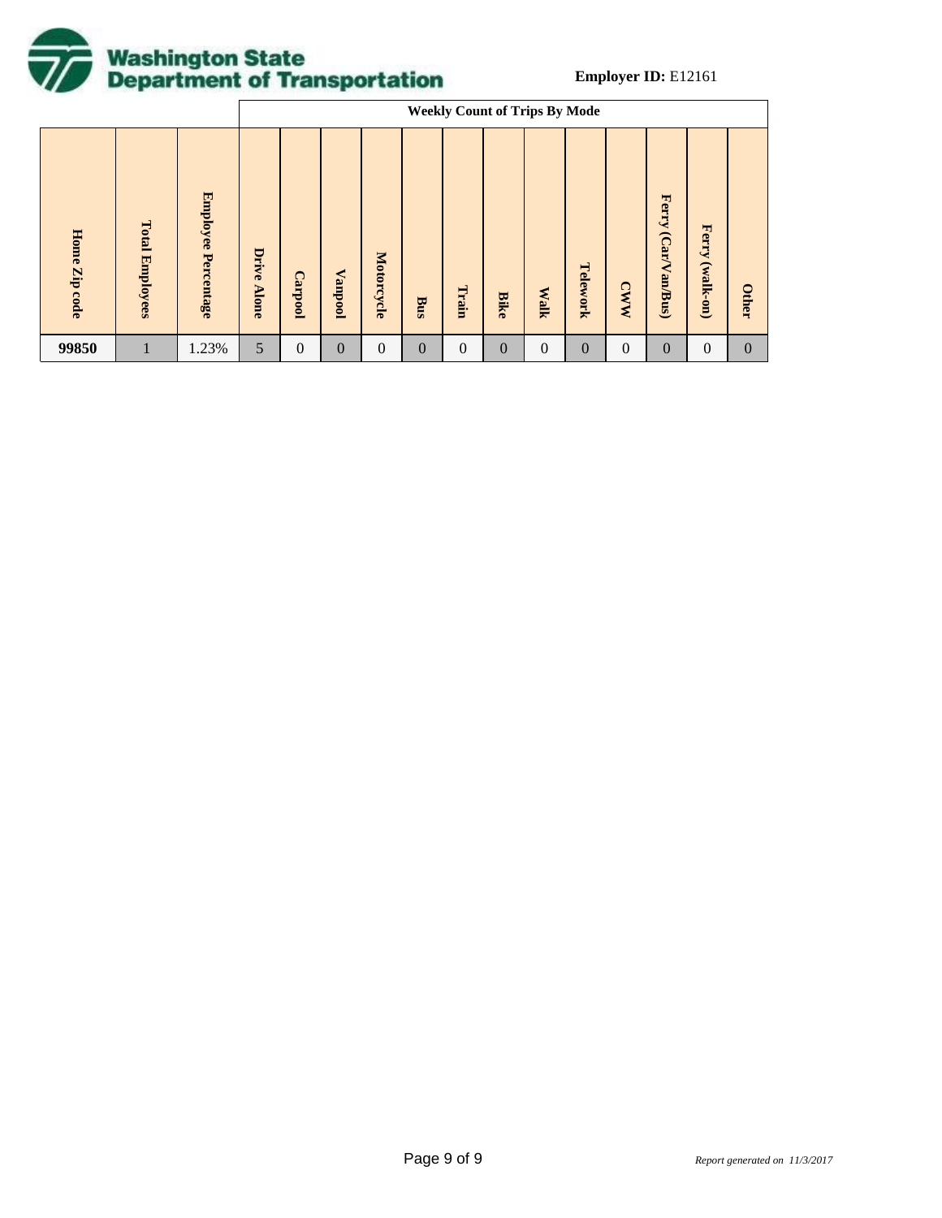**Washington State Department of Transportation**

**Employer ID:** E12161

| | | | Weekly Count of Trips By Mode | | | | | | | | | | | | | |
|---|---|---|---|---|---|---|---|---|---|---|---|---|---|---|---|---|
| **Home Zip code** | **Total Employees** | **Employee Percentage** | **Drive Alone** | **Carpool** | **Vanpool** | **Motorcycle** | **Bus** | **Train** | **Bike** | **Walk** | **Telework** | **CWW** | **Ferry (Car/Van/Bus)** | **Ferry (walk-on)** | **Other** |
| **99850** | 1 | 1.23% | 5 | 0 | 0 | 0 | 0 | 0 | 0 | 0 | 0 | 0 | 0 | 0 | 0 |

*Report generated on 11/3/2017*